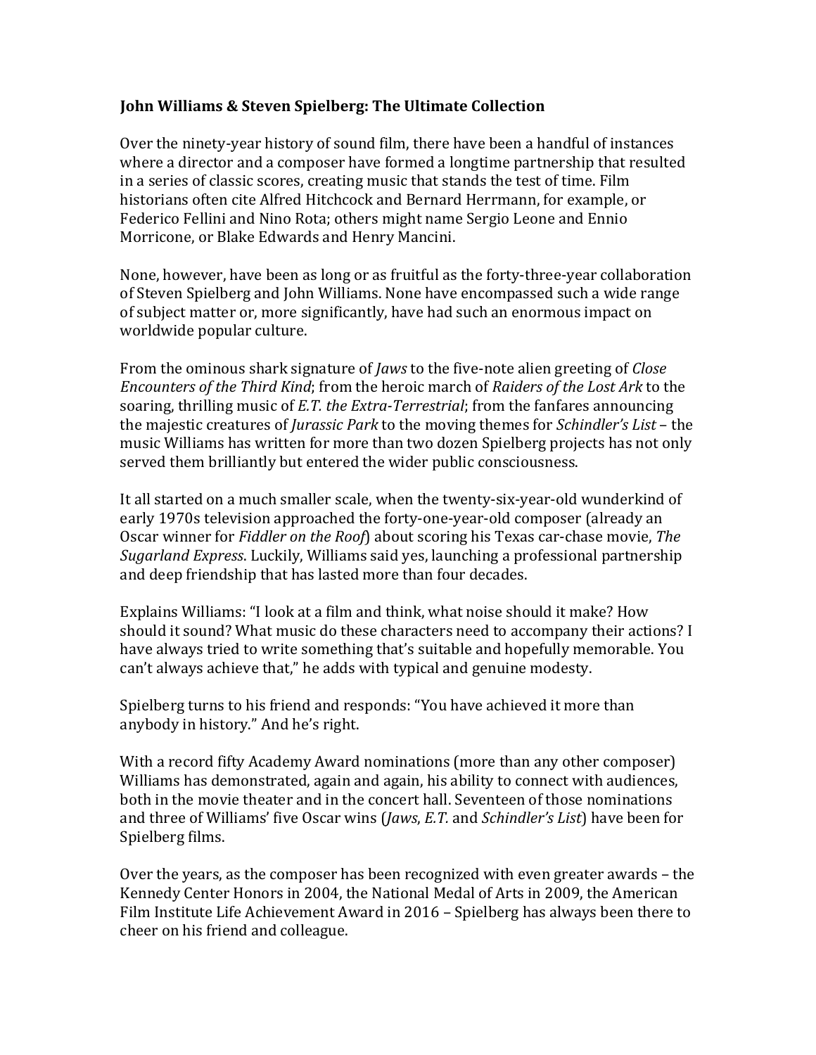**John Williams & Steven Spielberg: The Ultimate Collection**

Over the ninety-year history of sound film, there have been a handful of instances where a director and a composer have formed a longtime partnership that resulted in a series of classic scores, creating music that stands the test of time. Film historians often cite Alfred Hitchcock and Bernard Herrmann, for example, or Federico Fellini and Nino Rota; others might name Sergio Leone and Ennio Morricone, or Blake Edwards and Henry Mancini.

None, however, have been as long or as fruitful as the forty-three-year collaboration of Steven Spielberg and John Williams. None have encompassed such a wide range of subject matter or, more significantly, have had such an enormous impact on worldwide popular culture.

From the ominous shark signature of *Jaws* to the five-note alien greeting of *Close Encounters of the Third Kind*; from the heroic march of *Raiders of the Lost Ark* to the soaring, thrilling music of *E.T. the Extra-Terrestrial*; from the fanfares announcing the majestic creatures of *Jurassic Park* to the moving themes for *Schindler's List* – the music Williams has written for more than two dozen Spielberg projects has not only served them brilliantly but entered the wider public consciousness.

It all started on a much smaller scale, when the twenty-six-year-old wunderkind of early 1970s television approached the forty-one-year-old composer (already an Oscar winner for *Fiddler on the Roof*) about scoring his Texas car-chase movie, *The Sugarland Express*. Luckily, Williams said yes, launching a professional partnership and deep friendship that has lasted more than four decades.

Explains Williams: "I look at a film and think, what noise should it make? How should it sound? What music do these characters need to accompany their actions? I have always tried to write something that's suitable and hopefully memorable. You can't always achieve that," he adds with typical and genuine modesty.

Spielberg turns to his friend and responds: "You have achieved it more than anybody in history." And he's right.

With a record fifty Academy Award nominations (more than any other composer) Williams has demonstrated, again and again, his ability to connect with audiences, both in the movie theater and in the concert hall. Seventeen of those nominations and three of Williams' five Oscar wins (*Jaws*, *E.T.* and *Schindler's List*) have been for Spielberg films.

Over the years, as the composer has been recognized with even greater awards – the Kennedy Center Honors in 2004, the National Medal of Arts in 2009, the American Film Institute Life Achievement Award in 2016 – Spielberg has always been there to cheer on his friend and colleague.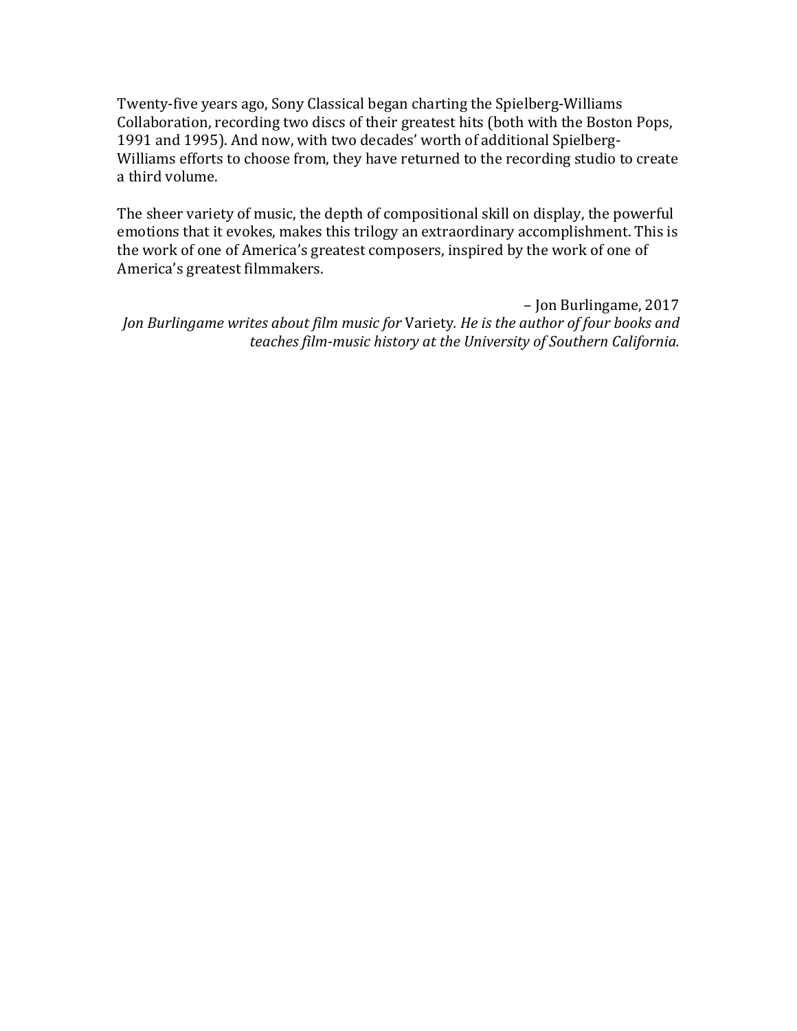Twenty-five years ago, Sony Classical began charting the Spielberg-Williams Collaboration, recording two discs of their greatest hits (both with the Boston Pops, 1991 and 1995). And now, with two decades' worth of additional Spielberg-Williams efforts to choose from, they have returned to the recording studio to create a third volume.

The sheer variety of music, the depth of compositional skill on display, the powerful emotions that it evokes, makes this trilogy an extraordinary accomplishment. This is the work of one of America's greatest composers, inspired by the work of one of America's greatest filmmakers.

– Jon Burlingame, 2017

*Jon Burlingame writes about film music for* Variety*. He is the author of four books and teaches film-music history at the University of Southern California.*